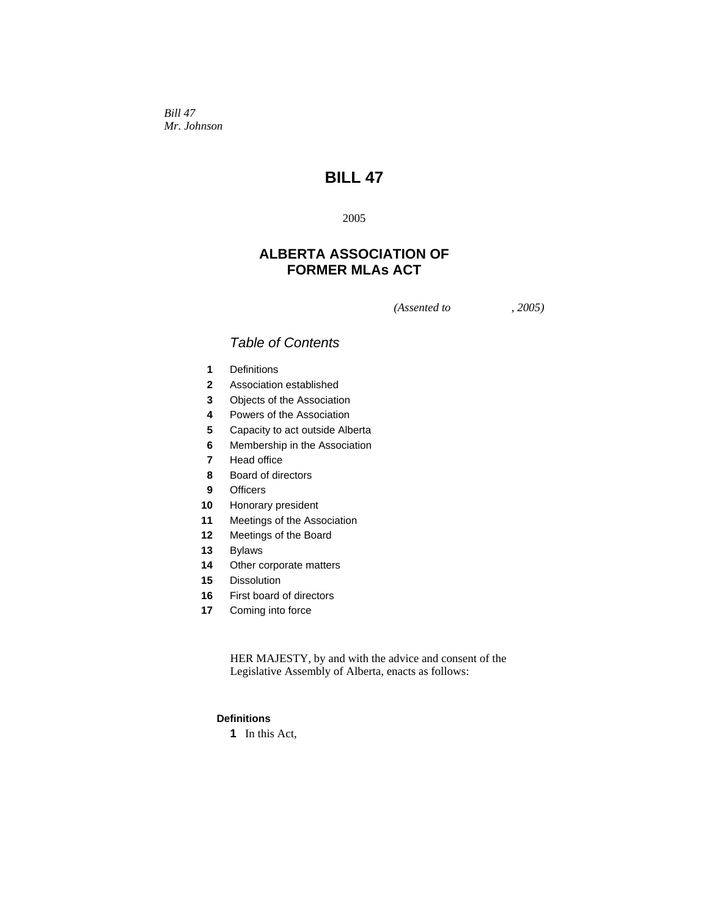*Bill 47*
*Mr. Johnson*

# BILL 47

2005

## ALBERTA ASSOCIATION OF FORMER MLAs ACT

*(Assented to , 2005)*

### *Table of Contents*

**1** Definitions
**2** Association established
**3** Objects of the Association
**4** Powers of the Association
**5** Capacity to act outside Alberta
**6** Membership in the Association
**7** Head office
**8** Board of directors
**9** Officers
**10** Honorary president
**11** Meetings of the Association
**12** Meetings of the Board
**13** Bylaws
**14** Other corporate matters
**15** Dissolution
**16** First board of directors
**17** Coming into force

HER MAJESTY, by and with the advice and consent of the Legislative Assembly of Alberta, enacts as follows:

**Definitions**

**1** In this Act,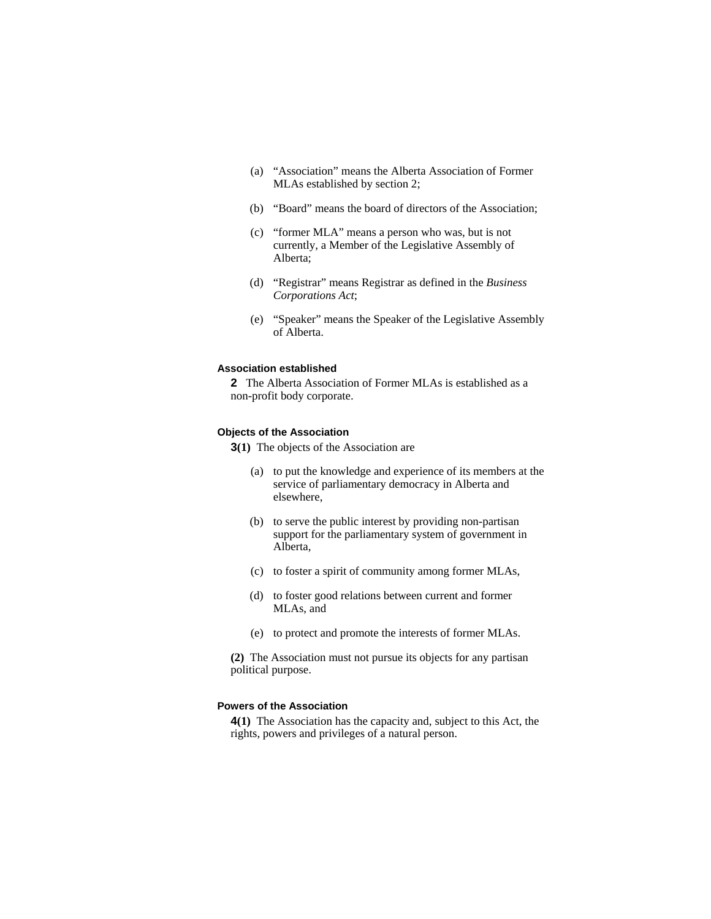(a) "Association" means the Alberta Association of Former MLAs established by section 2;

(b) "Board" means the board of directors of the Association;

(c) "former MLA" means a person who was, but is not currently, a Member of the Legislative Assembly of Alberta;

(d) "Registrar" means Registrar as defined in the *Business Corporations Act*;

(e) "Speaker" means the Speaker of the Legislative Assembly of Alberta.

**Association established**

**2** The Alberta Association of Former MLAs is established as a non-profit body corporate.

**Objects of the Association**

**3(1)** The objects of the Association are

(a) to put the knowledge and experience of its members at the service of parliamentary democracy in Alberta and elsewhere,

(b) to serve the public interest by providing non-partisan support for the parliamentary system of government in Alberta,

(c) to foster a spirit of community among former MLAs,

(d) to foster good relations between current and former MLAs, and

(e) to protect and promote the interests of former MLAs.

**(2)** The Association must not pursue its objects for any partisan political purpose.

**Powers of the Association**

**4(1)** The Association has the capacity and, subject to this Act, the rights, powers and privileges of a natural person.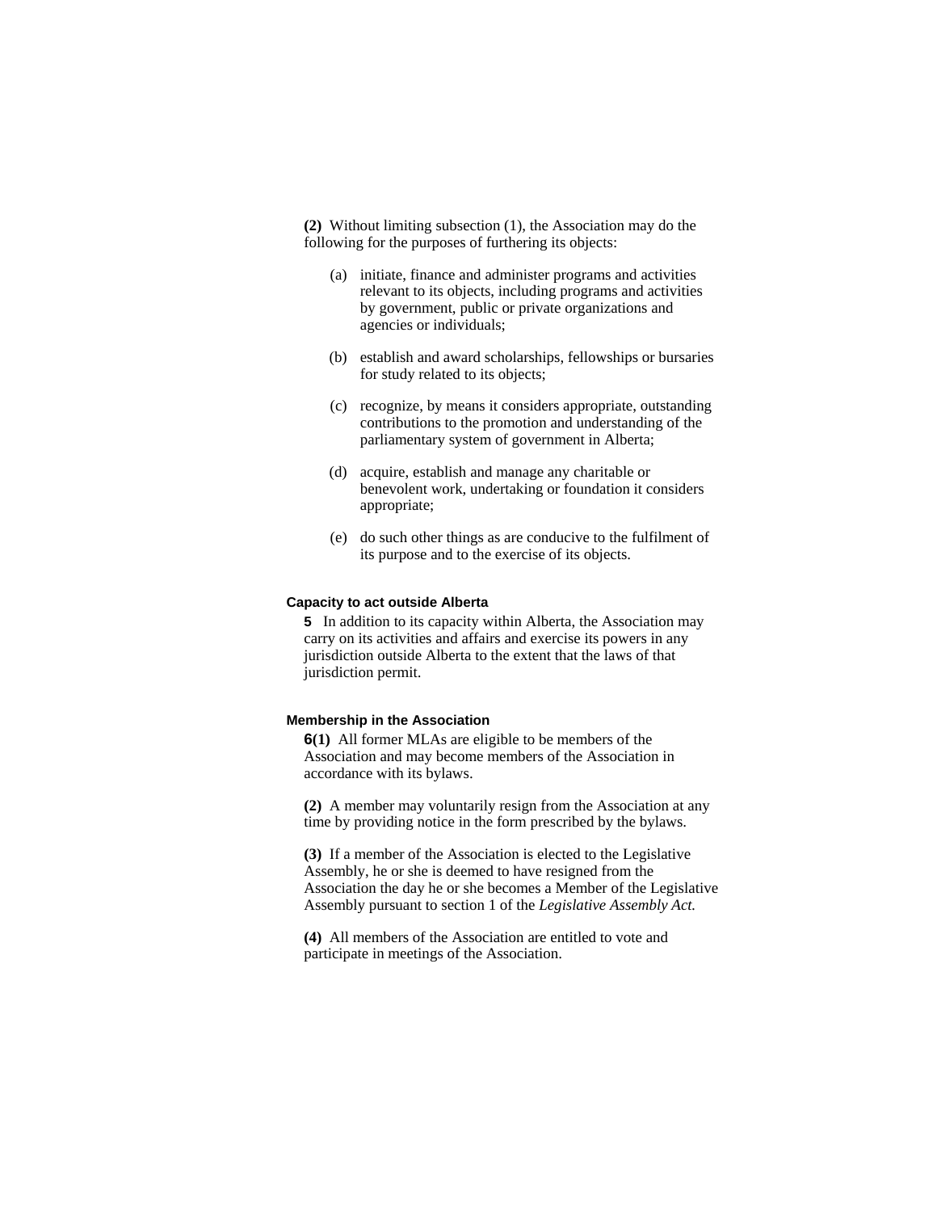**(2)** Without limiting subsection (1), the Association may do the following for the purposes of furthering its objects:

(a) initiate, finance and administer programs and activities relevant to its objects, including programs and activities by government, public or private organizations and agencies or individuals;

(b) establish and award scholarships, fellowships or bursaries for study related to its objects;

(c) recognize, by means it considers appropriate, outstanding contributions to the promotion and understanding of the parliamentary system of government in Alberta;

(d) acquire, establish and manage any charitable or benevolent work, undertaking or foundation it considers appropriate;

(e) do such other things as are conducive to the fulfilment of its purpose and to the exercise of its objects.

### Capacity to act outside Alberta

**5** In addition to its capacity within Alberta, the Association may carry on its activities and affairs and exercise its powers in any jurisdiction outside Alberta to the extent that the laws of that jurisdiction permit.

### Membership in the Association

**6(1)** All former MLAs are eligible to be members of the Association and may become members of the Association in accordance with its bylaws.

**(2)** A member may voluntarily resign from the Association at any time by providing notice in the form prescribed by the bylaws.

**(3)** If a member of the Association is elected to the Legislative Assembly, he or she is deemed to have resigned from the Association the day he or she becomes a Member of the Legislative Assembly pursuant to section 1 of the *Legislative Assembly Act.*

**(4)** All members of the Association are entitled to vote and participate in meetings of the Association.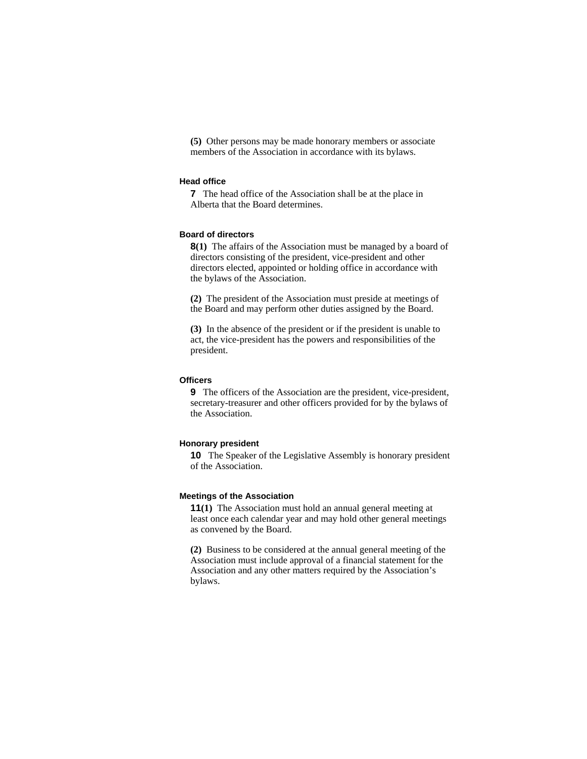**(5)** Other persons may be made honorary members or associate members of the Association in accordance with its bylaws.

#### Head office

**7** The head office of the Association shall be at the place in Alberta that the Board determines.

#### Board of directors

**8(1)** The affairs of the Association must be managed by a board of directors consisting of the president, vice-president and other directors elected, appointed or holding office in accordance with the bylaws of the Association.

**(2)** The president of the Association must preside at meetings of the Board and may perform other duties assigned by the Board.

**(3)** In the absence of the president or if the president is unable to act, the vice-president has the powers and responsibilities of the president.

#### Officers

**9** The officers of the Association are the president, vice-president, secretary-treasurer and other officers provided for by the bylaws of the Association.

#### Honorary president

**10** The Speaker of the Legislative Assembly is honorary president of the Association.

#### Meetings of the Association

**11(1)** The Association must hold an annual general meeting at least once each calendar year and may hold other general meetings as convened by the Board.

**(2)** Business to be considered at the annual general meeting of the Association must include approval of a financial statement for the Association and any other matters required by the Association's bylaws.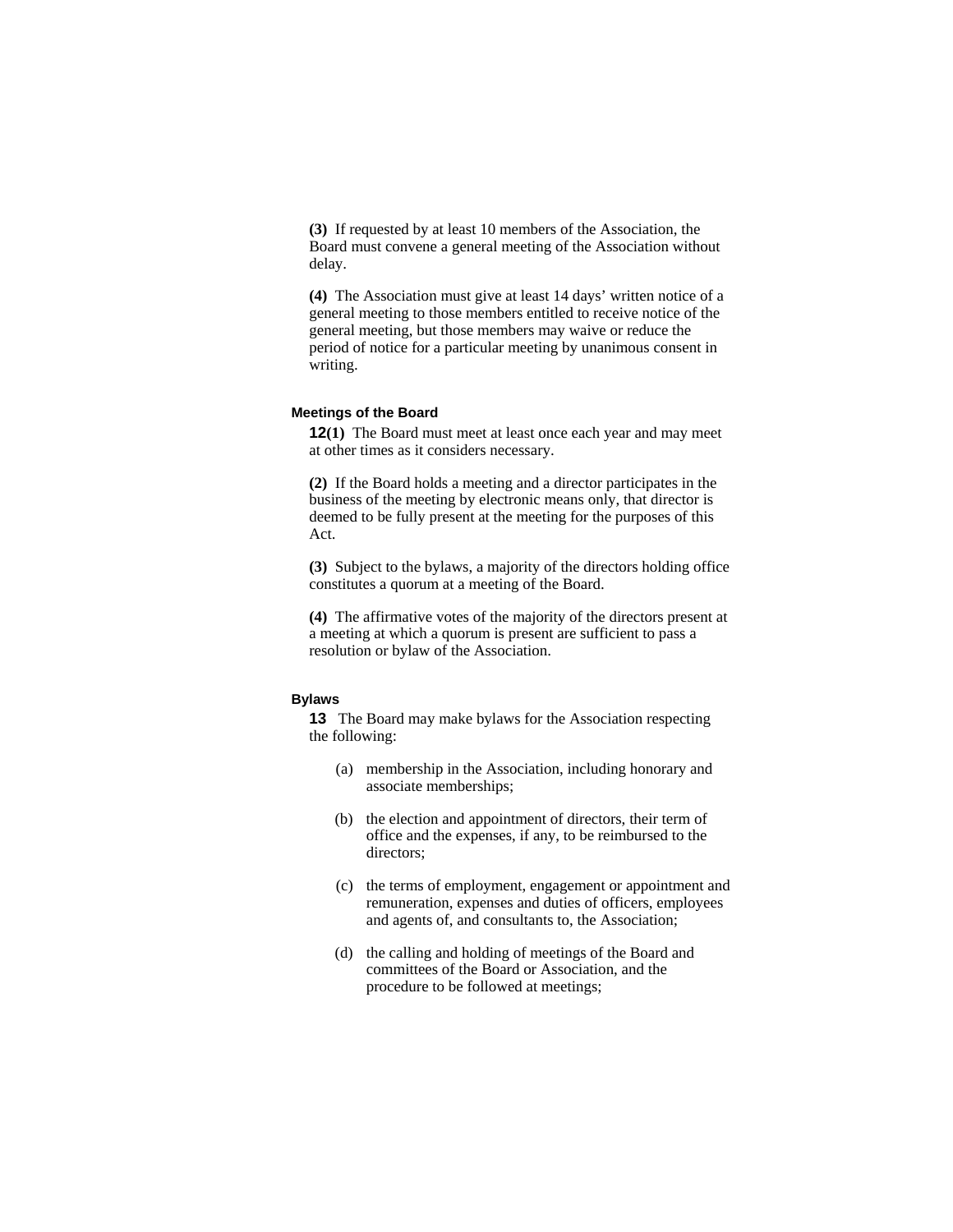**(3)** If requested by at least 10 members of the Association, the Board must convene a general meeting of the Association without delay.

**(4)** The Association must give at least 14 days' written notice of a general meeting to those members entitled to receive notice of the general meeting, but those members may waive or reduce the period of notice for a particular meeting by unanimous consent in writing.

### Meetings of the Board

**12(1)** The Board must meet at least once each year and may meet at other times as it considers necessary.

**(2)** If the Board holds a meeting and a director participates in the business of the meeting by electronic means only, that director is deemed to be fully present at the meeting for the purposes of this Act.

**(3)** Subject to the bylaws, a majority of the directors holding office constitutes a quorum at a meeting of the Board.

**(4)** The affirmative votes of the majority of the directors present at a meeting at which a quorum is present are sufficient to pass a resolution or bylaw of the Association.

### Bylaws

**13** The Board may make bylaws for the Association respecting the following:

(a) membership in the Association, including honorary and associate memberships;

(b) the election and appointment of directors, their term of office and the expenses, if any, to be reimbursed to the directors;

(c) the terms of employment, engagement or appointment and remuneration, expenses and duties of officers, employees and agents of, and consultants to, the Association;

(d) the calling and holding of meetings of the Board and committees of the Board or Association, and the procedure to be followed at meetings;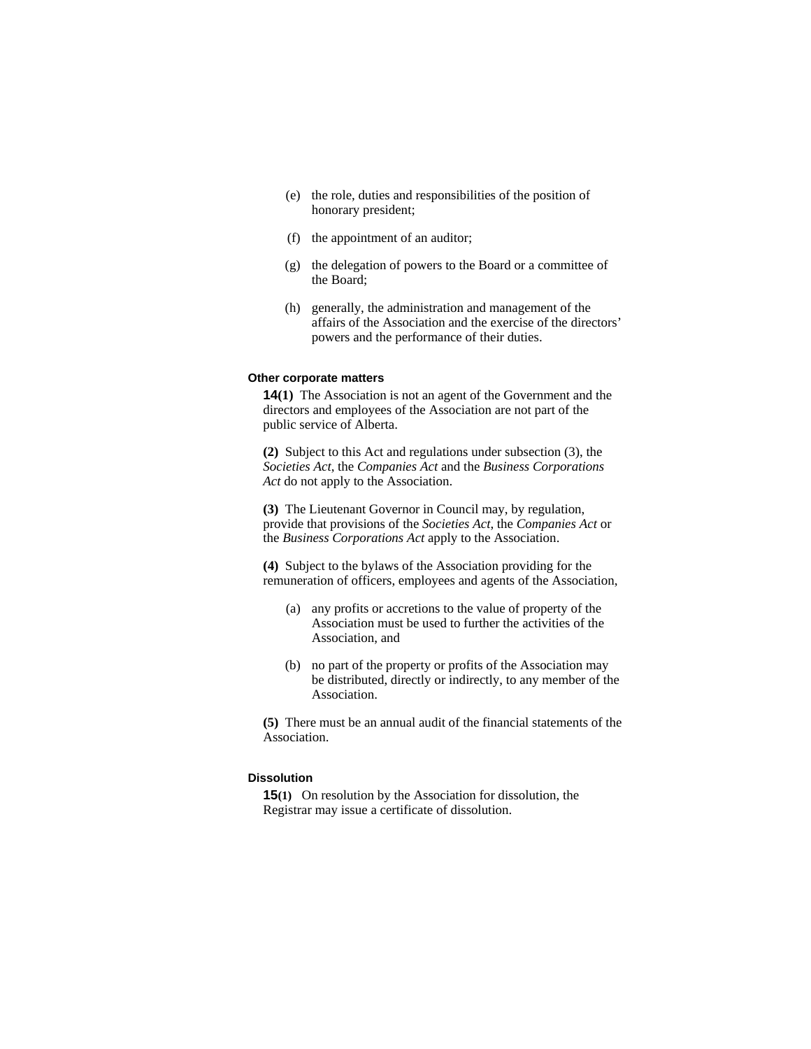(e) the role, duties and responsibilities of the position of honorary president;

(f) the appointment of an auditor;

(g) the delegation of powers to the Board or a committee of the Board;

(h) generally, the administration and management of the affairs of the Association and the exercise of the directors' powers and the performance of their duties.

**Other corporate matters**

**14(1)** The Association is not an agent of the Government and the directors and employees of the Association are not part of the public service of Alberta.

**(2)** Subject to this Act and regulations under subsection (3), the *Societies Act*, the *Companies Act* and the *Business Corporations Act* do not apply to the Association.

**(3)** The Lieutenant Governor in Council may, by regulation, provide that provisions of the *Societies Act*, the *Companies Act* or the *Business Corporations Act* apply to the Association.

**(4)** Subject to the bylaws of the Association providing for the remuneration of officers, employees and agents of the Association,

(a) any profits or accretions to the value of property of the Association must be used to further the activities of the Association, and

(b) no part of the property or profits of the Association may be distributed, directly or indirectly, to any member of the Association.

**(5)** There must be an annual audit of the financial statements of the Association.

**Dissolution**

**15(1)** On resolution by the Association for dissolution, the Registrar may issue a certificate of dissolution.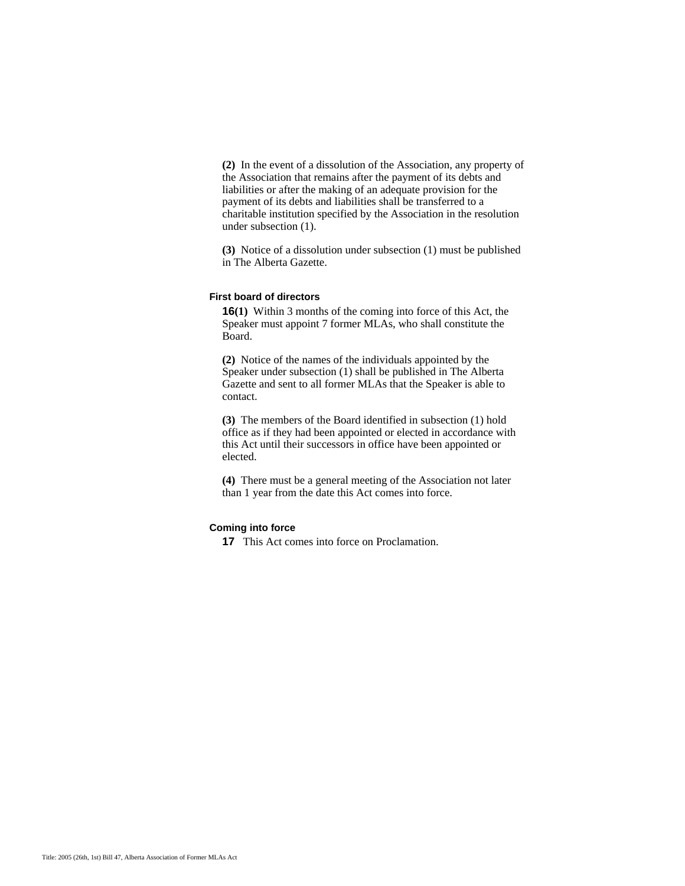**(2)** In the event of a dissolution of the Association, any property of the Association that remains after the payment of its debts and liabilities or after the making of an adequate provision for the payment of its debts and liabilities shall be transferred to a charitable institution specified by the Association in the resolution under subsection (1).

**(3)** Notice of a dissolution under subsection (1) must be published in The Alberta Gazette.

### First board of directors

**16(1)** Within 3 months of the coming into force of this Act, the Speaker must appoint 7 former MLAs, who shall constitute the Board.

**(2)** Notice of the names of the individuals appointed by the Speaker under subsection (1) shall be published in The Alberta Gazette and sent to all former MLAs that the Speaker is able to contact.

**(3)** The members of the Board identified in subsection (1) hold office as if they had been appointed or elected in accordance with this Act until their successors in office have been appointed or elected.

**(4)** There must be a general meeting of the Association not later than 1 year from the date this Act comes into force.

### Coming into force

**17** This Act comes into force on Proclamation.